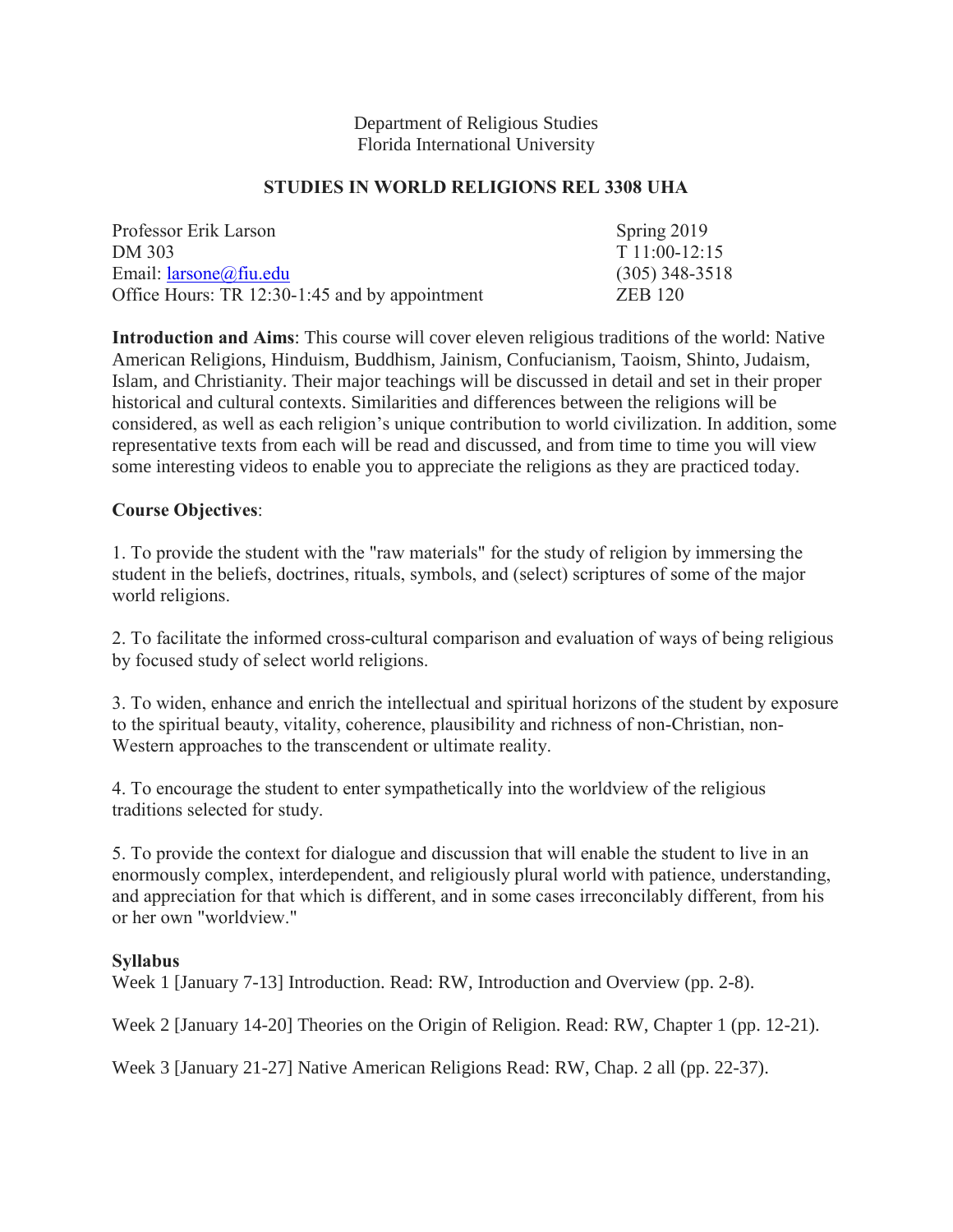Department of Religious Studies
Florida International University

**STUDIES IN WORLD RELIGIONS REL 3308 UHA**

| | |
|---|---|
| Professor Erik Larson | Spring 2019 |
| DM 303 | T 11:00-12:15 |
| Email: [larsone@fiu.edu](mailto:larsone@fiu.edu) | (305) 348-3518 |
| Office Hours: TR 12:30-1:45 and by appointment | ZEB 120 |

**Introduction and Aims**: This course will cover eleven religious traditions of the world: Native American Religions, Hinduism, Buddhism, Jainism, Confucianism, Taoism, Shinto, Judaism, Islam, and Christianity. Their major teachings will be discussed in detail and set in their proper historical and cultural contexts. Similarities and differences between the religions will be considered, as well as each religion's unique contribution to world civilization. In addition, some representative texts from each will be read and discussed, and from time to time you will view some interesting videos to enable you to appreciate the religions as they are practiced today.

**Course Objectives**:

1. To provide the student with the "raw materials" for the study of religion by immersing the student in the beliefs, doctrines, rituals, symbols, and (select) scriptures of some of the major world religions.

2. To facilitate the informed cross-cultural comparison and evaluation of ways of being religious by focused study of select world religions.

3. To widen, enhance and enrich the intellectual and spiritual horizons of the student by exposure to the spiritual beauty, vitality, coherence, plausibility and richness of non-Christian, non-Western approaches to the transcendent or ultimate reality.

4. To encourage the student to enter sympathetically into the worldview of the religious traditions selected for study.

5. To provide the context for dialogue and discussion that will enable the student to live in an enormously complex, interdependent, and religiously plural world with patience, understanding, and appreciation for that which is different, and in some cases irreconcilably different, from his or her own "worldview."

**Syllabus**

Week 1 [January 7-13] Introduction. Read: RW, Introduction and Overview (pp. 2-8).

Week 2 [January 14-20] Theories on the Origin of Religion. Read: RW, Chapter 1 (pp. 12-21).

Week 3 [January 21-27] Native American Religions Read: RW, Chap. 2 all (pp. 22-37).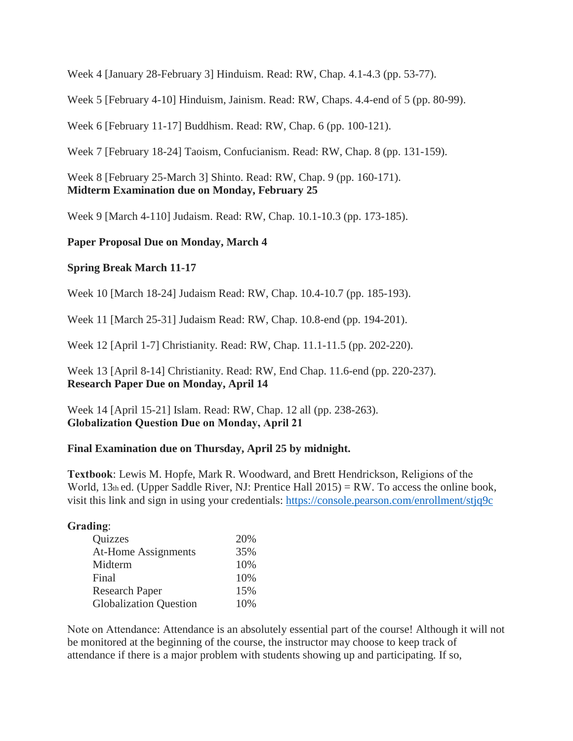Week 4 [January 28-February 3] Hinduism. Read: RW, Chap. 4.1-4.3 (pp. 53-77).

Week 5 [February 4-10] Hinduism, Jainism. Read: RW, Chaps. 4.4-end of 5 (pp. 80-99).

Week 6 [February 11-17] Buddhism. Read: RW, Chap. 6 (pp. 100-121).

Week 7 [February 18-24] Taoism, Confucianism. Read: RW, Chap. 8 (pp. 131-159).

Week 8 [February 25-March 3] Shinto. Read: RW, Chap. 9 (pp. 160-171).
**Midterm Examination due on Monday, February 25**

Week 9 [March 4-110] Judaism. Read: RW, Chap. 10.1-10.3 (pp. 173-185).

**Paper Proposal Due on Monday, March 4**

**Spring Break March 11-17**

Week 10 [March 18-24] Judaism Read: RW, Chap. 10.4-10.7 (pp. 185-193).

Week 11 [March 25-31] Judaism Read: RW, Chap. 10.8-end (pp. 194-201).

Week 12 [April 1-7] Christianity. Read: RW, Chap. 11.1-11.5 (pp. 202-220).

Week 13 [April 8-14] Christianity. Read: RW, End Chap. 11.6-end (pp. 220-237).
**Research Paper Due on Monday, April 14**

Week 14 [April 15-21] Islam. Read: RW, Chap. 12 all (pp. 238-263).
**Globalization Question Due on Monday, April 21**

**Final Examination due on Thursday, April 25 by midnight.**

**Textbook**: Lewis M. Hopfe, Mark R. Woodward, and Brett Hendrickson, Religions of the World, 13th ed. (Upper Saddle River, NJ: Prentice Hall 2015) = RW. To access the online book, visit this link and sign in using your credentials: https://console.pearson.com/enrollment/stjq9c

**Grading**:

| | |
|---|---|
| Quizzes | 20% |
| At-Home Assignments | 35% |
| Midterm | 10% |
| Final | 10% |
| Research Paper | 15% |
| Globalization Question | 10% |

Note on Attendance: Attendance is an absolutely essential part of the course! Although it will not be monitored at the beginning of the course, the instructor may choose to keep track of attendance if there is a major problem with students showing up and participating. If so,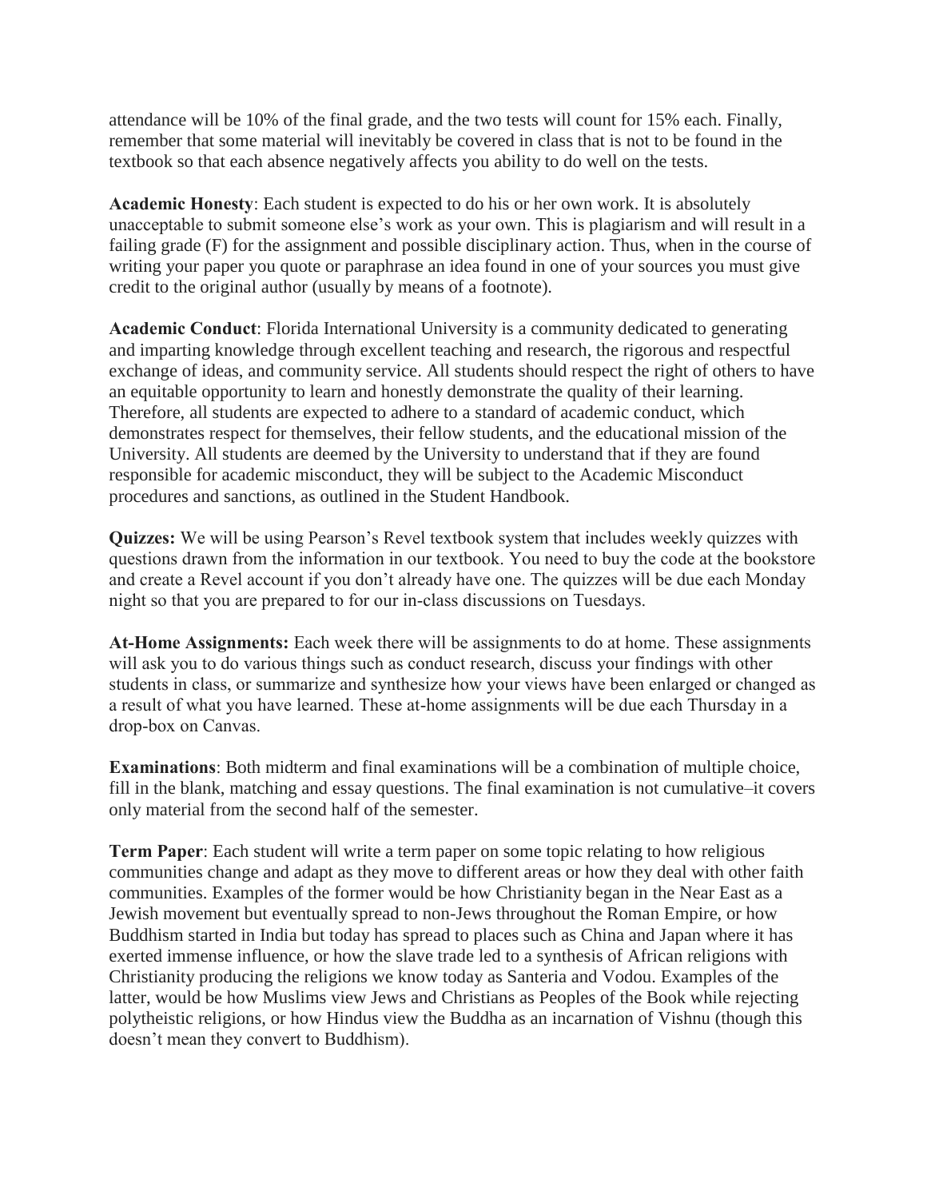attendance will be 10% of the final grade, and the two tests will count for 15% each. Finally, remember that some material will inevitably be covered in class that is not to be found in the textbook so that each absence negatively affects you ability to do well on the tests.

**Academic Honesty**: Each student is expected to do his or her own work. It is absolutely unacceptable to submit someone else's work as your own. This is plagiarism and will result in a failing grade (F) for the assignment and possible disciplinary action. Thus, when in the course of writing your paper you quote or paraphrase an idea found in one of your sources you must give credit to the original author (usually by means of a footnote).

**Academic Conduct**: Florida International University is a community dedicated to generating and imparting knowledge through excellent teaching and research, the rigorous and respectful exchange of ideas, and community service. All students should respect the right of others to have an equitable opportunity to learn and honestly demonstrate the quality of their learning. Therefore, all students are expected to adhere to a standard of academic conduct, which demonstrates respect for themselves, their fellow students, and the educational mission of the University. All students are deemed by the University to understand that if they are found responsible for academic misconduct, they will be subject to the Academic Misconduct procedures and sanctions, as outlined in the Student Handbook.

**Quizzes:** We will be using Pearson's Revel textbook system that includes weekly quizzes with questions drawn from the information in our textbook. You need to buy the code at the bookstore and create a Revel account if you don't already have one. The quizzes will be due each Monday night so that you are prepared to for our in-class discussions on Tuesdays.

**At-Home Assignments:** Each week there will be assignments to do at home. These assignments will ask you to do various things such as conduct research, discuss your findings with other students in class, or summarize and synthesize how your views have been enlarged or changed as a result of what you have learned. These at-home assignments will be due each Thursday in a drop-box on Canvas.

**Examinations**: Both midterm and final examinations will be a combination of multiple choice, fill in the blank, matching and essay questions. The final examination is not cumulative–it covers only material from the second half of the semester.

**Term Paper**: Each student will write a term paper on some topic relating to how religious communities change and adapt as they move to different areas or how they deal with other faith communities. Examples of the former would be how Christianity began in the Near East as a Jewish movement but eventually spread to non-Jews throughout the Roman Empire, or how Buddhism started in India but today has spread to places such as China and Japan where it has exerted immense influence, or how the slave trade led to a synthesis of African religions with Christianity producing the religions we know today as Santeria and Vodou. Examples of the latter, would be how Muslims view Jews and Christians as Peoples of the Book while rejecting polytheistic religions, or how Hindus view the Buddha as an incarnation of Vishnu (though this doesn't mean they convert to Buddhism).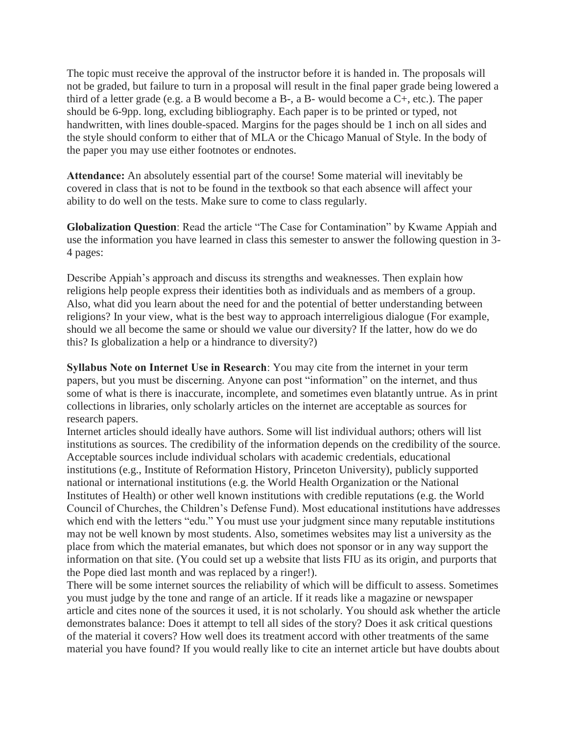The topic must receive the approval of the instructor before it is handed in. The proposals will not be graded, but failure to turn in a proposal will result in the final paper grade being lowered a third of a letter grade (e.g. a B would become a B-, a B- would become a C+, etc.). The paper should be 6-9pp. long, excluding bibliography. Each paper is to be printed or typed, not handwritten, with lines double-spaced. Margins for the pages should be 1 inch on all sides and the style should conform to either that of MLA or the Chicago Manual of Style. In the body of the paper you may use either footnotes or endnotes.

**Attendance:** An absolutely essential part of the course! Some material will inevitably be covered in class that is not to be found in the textbook so that each absence will affect your ability to do well on the tests. Make sure to come to class regularly.

**Globalization Question**: Read the article "The Case for Contamination" by Kwame Appiah and use the information you have learned in class this semester to answer the following question in 3-4 pages:

Describe Appiah's approach and discuss its strengths and weaknesses. Then explain how religions help people express their identities both as individuals and as members of a group. Also, what did you learn about the need for and the potential of better understanding between religions? In your view, what is the best way to approach interreligious dialogue (For example, should we all become the same or should we value our diversity? If the latter, how do we do this? Is globalization a help or a hindrance to diversity?)

**Syllabus Note on Internet Use in Research**: You may cite from the internet in your term papers, but you must be discerning. Anyone can post "information" on the internet, and thus some of what is there is inaccurate, incomplete, and sometimes even blatantly untrue. As in print collections in libraries, only scholarly articles on the internet are acceptable as sources for research papers.

Internet articles should ideally have authors. Some will list individual authors; others will list institutions as sources. The credibility of the information depends on the credibility of the source. Acceptable sources include individual scholars with academic credentials, educational institutions (e.g., Institute of Reformation History, Princeton University), publicly supported national or international institutions (e.g. the World Health Organization or the National Institutes of Health) or other well known institutions with credible reputations (e.g. the World Council of Churches, the Children's Defense Fund). Most educational institutions have addresses which end with the letters "edu." You must use your judgment since many reputable institutions may not be well known by most students. Also, sometimes websites may list a university as the place from which the material emanates, but which does not sponsor or in any way support the information on that site. (You could set up a website that lists FIU as its origin, and purports that the Pope died last month and was replaced by a ringer!).

There will be some internet sources the reliability of which will be difficult to assess. Sometimes you must judge by the tone and range of an article. If it reads like a magazine or newspaper article and cites none of the sources it used, it is not scholarly. You should ask whether the article demonstrates balance: Does it attempt to tell all sides of the story? Does it ask critical questions of the material it covers? How well does its treatment accord with other treatments of the same material you have found? If you would really like to cite an internet article but have doubts about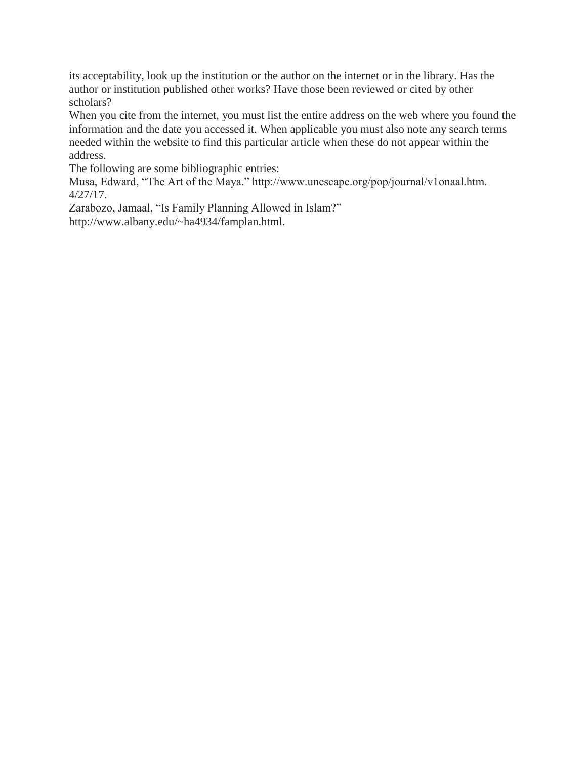its acceptability, look up the institution or the author on the internet or in the library. Has the author or institution published other works? Have those been reviewed or cited by other scholars?

When you cite from the internet, you must list the entire address on the web where you found the information and the date you accessed it. When applicable you must also note any search terms needed within the website to find this particular article when these do not appear within the address.

The following are some bibliographic entries:

Musa, Edward, "The Art of the Maya." http://www.unescape.org/pop/journal/v1onaal.htm. 4/27/17.

Zarabozo, Jamaal, "Is Family Planning Allowed in Islam?" http://www.albany.edu/~ha4934/famplan.html.